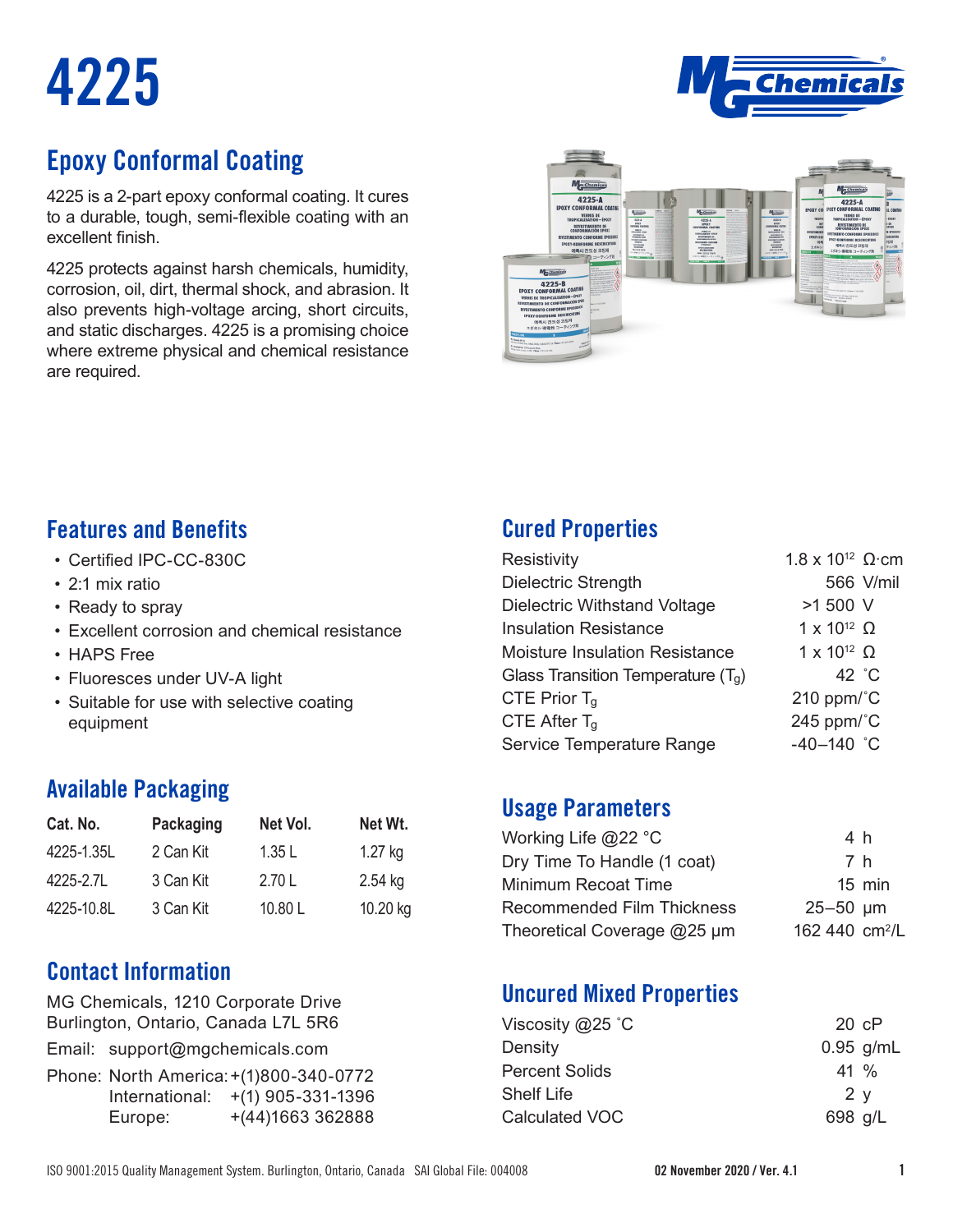# 4225

## Epoxy Conformal Coating

4225 is a 2-part epoxy conformal coating. It cures to a durable, tough, semi-flexible coating with an excellent finish.

4225 protects against harsh chemicals, humidity, corrosion, oil, dirt, thermal shock, and abrasion. It also prevents high-voltage arcing, short circuits, and static discharges. 4225 is a promising choice where extreme physical and chemical resistance are required.

## Features and Benefits

- Certified IPC-CC-830C
- 2:1 mix ratio
- Ready to spray
- Excellent corrosion and chemical resistance
- HAPS Free
- Fluoresces under UV-A light
- Suitable for use with selective coating equipment

## Available Packaging

| Cat. No. | Packaging | Net Vol. | Net Wt. |
|---|---|---|---|
| 4225-1.35L | 2 Can Kit | 1.35 L | 1.27 kg |
| 4225-2.7L | 3 Can Kit | 2.70 L | 2.54 kg |
| 4225-10.8L | 3 Can Kit | 10.80 L | 10.20 kg |

## Contact Information

MG Chemicals, 1210 Corporate Drive
Burlington, Ontario, Canada L7L 5R6

Email: support@mgchemicals.com

Phone: North America: +(1)800-340-0772
International: +(1) 905-331-1396
Europe: +(44)1663 362888

## Cured Properties

| Property | Value |
|---|---|
| Resistivity | $1.8 \times 10^{12}$ Ω·cm |
| Dielectric Strength | 566 V/mil |
| Dielectric Withstand Voltage | >1 500 V |
| Insulation Resistance | $1 \times 10^{12}$ Ω |
| Moisture Insulation Resistance | $1 \times 10^{12}$ Ω |
| Glass Transition Temperature ($T_g$) | 42 °C |
| CTE Prior $T_g$ | 210 ppm/°C |
| CTE After $T_g$ | 245 ppm/°C |
| Service Temperature Range | -40–140 °C |

## Usage Parameters

| Parameter | Value |
|---|---|
| Working Life @22 °C | 4 h |
| Dry Time To Handle (1 coat) | 7 h |
| Minimum Recoat Time | 15 min |
| Recommended Film Thickness | 25–50 µm |
| Theoretical Coverage @25 µm | 162 440 cm²/L |

## Uncured Mixed Properties

| Property | Value |
|---|---|
| Viscosity @25 °C | 20 cP |
| Density | 0.95 g/mL |
| Percent Solids | 41 % |
| Shelf Life | 2 y |
| Calculated VOC | 698 g/L |

ISO 9001:2015 Quality Management System. Burlington, Ontario, Canada SAI Global File: 004008

02 November 2020 / Ver. 4.1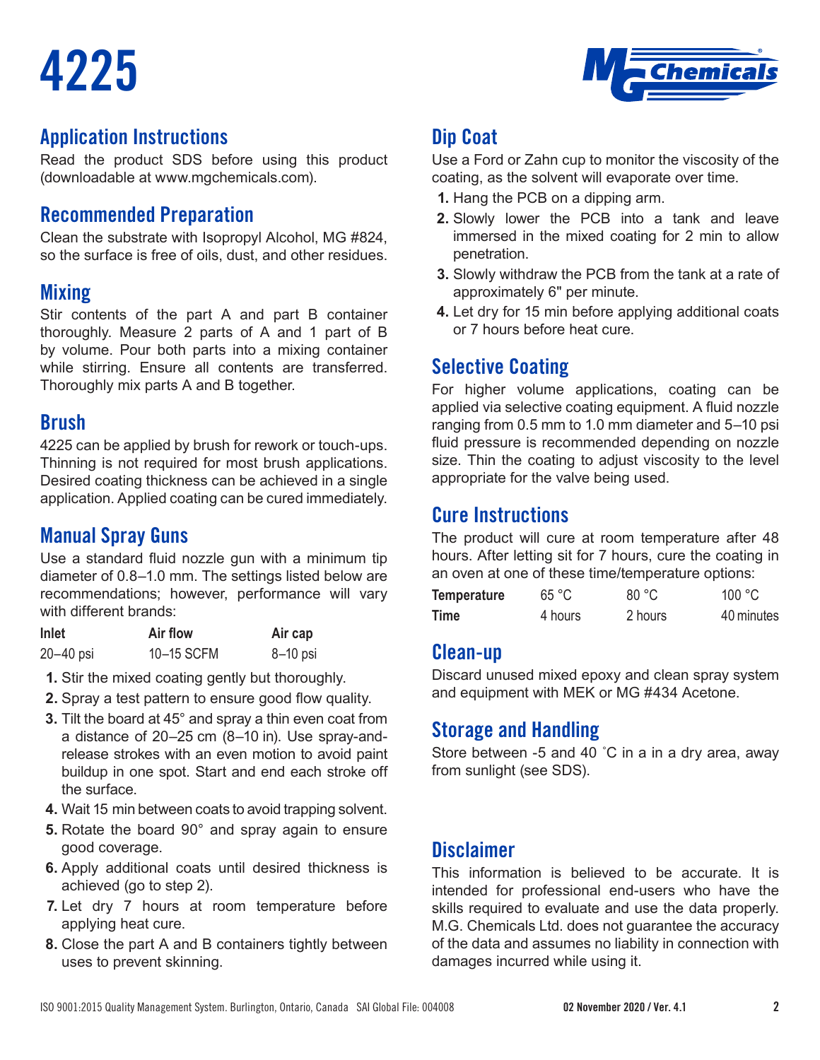# 4225

## Application Instructions

Read the product SDS before using this product (downloadable at www.mgchemicals.com).

## Recommended Preparation

Clean the substrate with Isopropyl Alcohol, MG #824, so the surface is free of oils, dust, and other residues.

## Mixing

Stir contents of the part A and part B container thoroughly. Measure 2 parts of A and 1 part of B by volume. Pour both parts into a mixing container while stirring. Ensure all contents are transferred. Thoroughly mix parts A and B together.

## Brush

4225 can be applied by brush for rework or touch-ups. Thinning is not required for most brush applications. Desired coating thickness can be achieved in a single application. Applied coating can be cured immediately.

## Manual Spray Guns

Use a standard fluid nozzle gun with a minimum tip diameter of 0.8–1.0 mm. The settings listed below are recommendations; however, performance will vary with different brands:

| Inlet | Air flow | Air cap |
|---|---|---|
| 20–40 psi | 10–15 SCFM | 8–10 psi |

1. Stir the mixed coating gently but thoroughly.
2. Spray a test pattern to ensure good flow quality.
3. Tilt the board at 45° and spray a thin even coat from a distance of 20–25 cm (8–10 in). Use spray-and-release strokes with an even motion to avoid paint buildup in one spot. Start and end each stroke off the surface.
4. Wait 15 min between coats to avoid trapping solvent.
5. Rotate the board 90° and spray again to ensure good coverage.
6. Apply additional coats until desired thickness is achieved (go to step 2).
7. Let dry 7 hours at room temperature before applying heat cure.
8. Close the part A and B containers tightly between uses to prevent skinning.

## Dip Coat

Use a Ford or Zahn cup to monitor the viscosity of the coating, as the solvent will evaporate over time.

1. Hang the PCB on a dipping arm.
2. Slowly lower the PCB into a tank and leave immersed in the mixed coating for 2 min to allow penetration.
3. Slowly withdraw the PCB from the tank at a rate of approximately 6" per minute.
4. Let dry for 15 min before applying additional coats or 7 hours before heat cure.

## Selective Coating

For higher volume applications, coating can be applied via selective coating equipment. A fluid nozzle ranging from 0.5 mm to 1.0 mm diameter and 5–10 psi fluid pressure is recommended depending on nozzle size. Thin the coating to adjust viscosity to the level appropriate for the valve being used.

## Cure Instructions

The product will cure at room temperature after 48 hours. After letting sit for 7 hours, cure the coating in an oven at one of these time/temperature options:

| Temperature | 65 °C | 80 °C | 100 °C |
|---|---|---|---|
| Time | 4 hours | 2 hours | 40 minutes |

## Clean-up

Discard unused mixed epoxy and clean spray system and equipment with MEK or MG #434 Acetone.

## Storage and Handling

Store between -5 and 40 ˚C in a in a dry area, away from sunlight (see SDS).

## Disclaimer

This information is believed to be accurate. It is intended for professional end-users who have the skills required to evaluate and use the data properly. M.G. Chemicals Ltd. does not guarantee the accuracy of the data and assumes no liability in connection with damages incurred while using it.

ISO 9001:2015 Quality Management System. Burlington, Ontario, Canada SAI Global File: 004008

**02 November 2020 / Ver. 4.1**